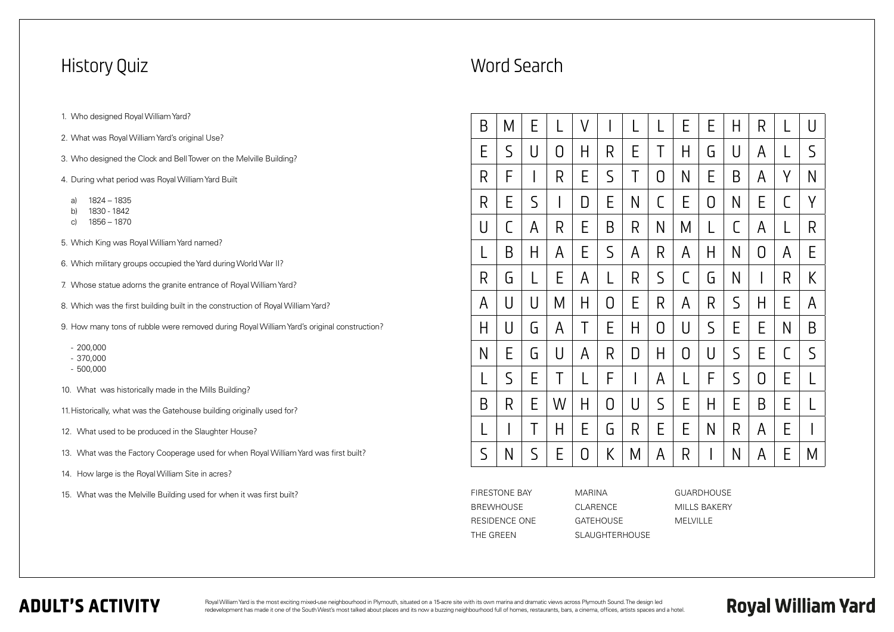## History Quiz

1. Who designed Royal William Yard?
2. What was Royal William Yard's original Use?
3. Who designed the Clock and Bell Tower on the Melville Building?
4. During what period was Royal William Yard Built
   - a) 1824 – 1835
   - b) 1830 - 1842
   - c) 1856 – 1870
5. Which King was Royal William Yard named?
6. Which military groups occupied the Yard during World War II?
7. Whose statue adorns the granite entrance of Royal William Yard?
8. Which was the first building built in the construction of Royal William Yard?
9. How many tons of rubble were removed during Royal William Yard's original construction?
   - 200,000
   - 370,000
   - 500,000
10. What was historically made in the Mills Building?
11. Historically, what was the Gatehouse building originally used for?
12. What used to be produced in the Slaughter House?
13. What was the Factory Cooperage used for when Royal William Yard was first built?
14. How large is the Royal William Site in acres?
15. What was the Melville Building used for when it was first built?

## Word Search

| | | | | | | | | | | | | | |
|---|---|---|---|---|---|---|---|---|---|---|---|---|---|
| B | M | E | L | V | I | L | L | E | E | H | R | L | U |
| E | S | U | O | H | R | E | T | H | G | U | A | L | S |
| R | F | I | R | E | S | T | O | N | E | B | A | Y | N |
| R | E | S | I | D | E | N | C | E | O | N | E | C | Y |
| U | C | A | R | E | B | R | N | M | L | C | A | L | R |
| L | B | H | A | E | S | A | R | A | H | N | O | A | E |
| R | G | L | E | A | L | R | S | C | G | N | I | R | K |
| A | U | U | M | H | O | E | R | A | R | S | H | E | A |
| H | U | G | A | T | E | H | O | U | S | E | E | N | B |
| N | E | G | U | A | R | D | H | O | U | S | E | C | S |
| L | S | E | T | L | F | I | A | L | F | S | O | E | L |
| B | R | E | W | H | O | U | S | E | H | E | B | E | L |
| L | I | T | H | E | G | R | E | E | N | R | A | E | I |
| S | N | S | E | O | K | M | A | R | I | N | A | E | M |

FIRESTONE BAY
BREWHOUSE
RESIDENCE ONE
THE GREEN
MARINA
CLARENCE
GATEHOUSE
SLAUGHTERHOUSE
GUARDHOUSE
MILLS BAKERY
MELVILLE

**ADULT'S ACTIVITY**

Royal William Yard is the most exciting mixed-use neighbourhood in Plymouth, situated on a 15-acre site with its own marina and dramatic views across Plymouth Sound. The design led redevelopment has made it one of the South West's most talked about places and its now a buzzing neighbourhood full of homes, restaurants, bars, a cinema, offices, artists spaces and a hotel.

**Royal William Yard**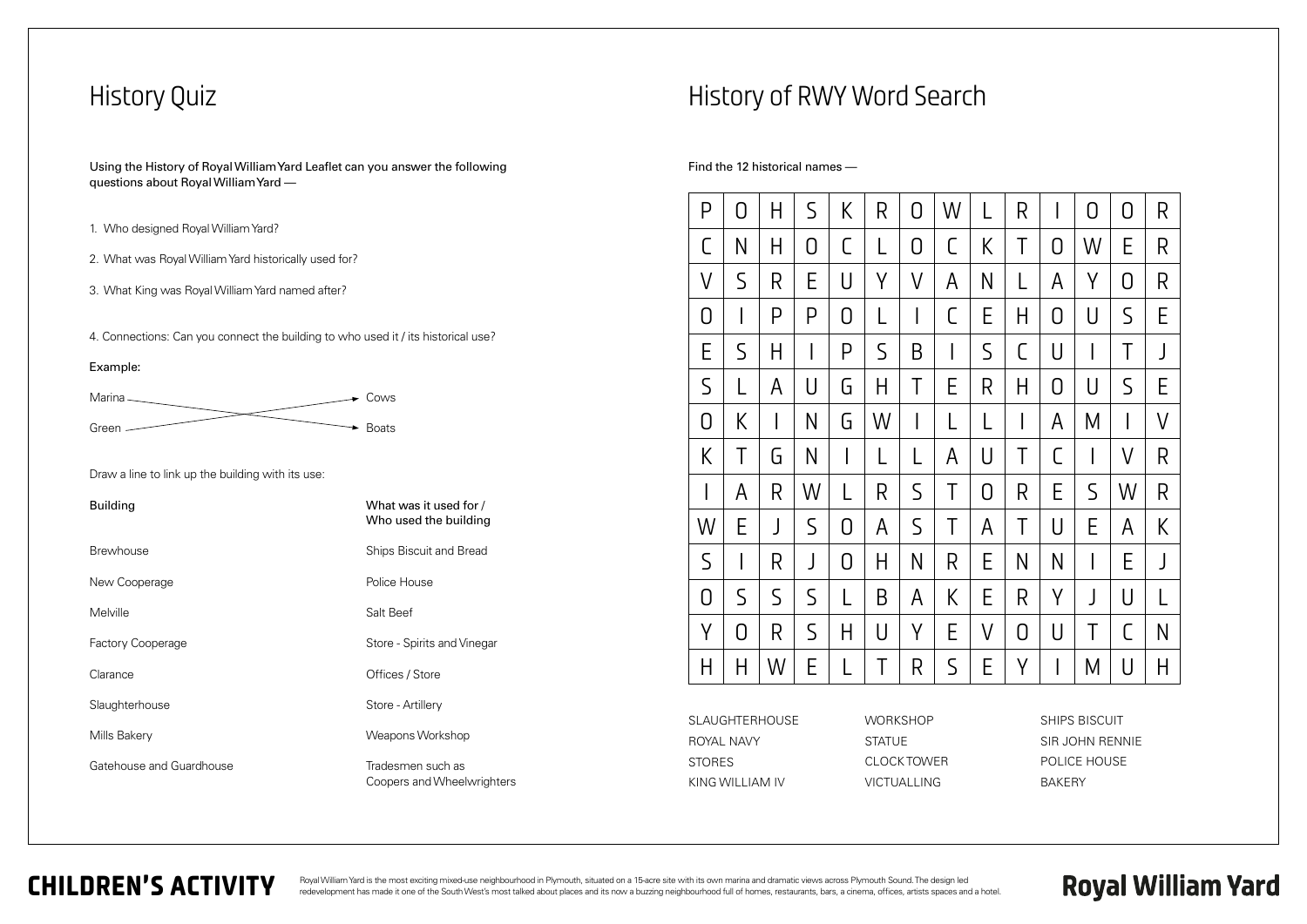# History Quiz

Using the History of Royal William Yard Leaflet can you answer the following questions about Royal William Yard —

1. Who designed Royal William Yard?
2. What was Royal William Yard historically used for?
3. What King was Royal William Yard named after?

4. Connections: Can you connect the building to who used it / its historical use?

Example:

Marina → Boats
Green → Cows

Draw a line to link up the building with its use:

| Building | What was it used for / Who used the building |
| --- | --- |
| Brewhouse | Ships Biscuit and Bread |
| New Cooperage | Police House |
| Melville | Salt Beef |
| Factory Cooperage | Store - Spirits and Vinegar |
| Clarance | Offices / Store |
| Slaughterhouse | Store - Artillery |
| Mills Bakery | Weapons Workshop |
| Gatehouse and Guardhouse | Tradesmen such as Coopers and Wheelwrighters |

# History of RWY Word Search

Find the 12 historical names —

| | | | | | | | | | | | | | |
| --- | --- | --- | --- | --- | --- | --- | --- | --- | --- | --- | --- | --- | --- |
| P | O | H | S | K | R | O | W | L | R | I | O | O | R |
| C | N | H | O | C | L | O | C | K | T | O | W | E | R |
| V | S | R | E | U | Y | V | A | N | L | A | Y | O | R |
| O | I | P | P | O | L | I | C | E | H | O | U | S | E |
| E | S | H | I | P | S | B | I | S | C | U | I | T | J |
| S | L | A | U | G | H | T | E | R | H | O | U | S | E |
| O | K | I | N | G | W | I | L | L | I | A | M | I | V |
| K | T | G | N | I | L | L | A | U | T | C | I | V | R |
| I | A | R | W | L | R | S | T | O | R | E | S | W | R |
| W | E | J | S | O | A | S | T | A | T | U | E | A | K |
| S | I | R | J | O | H | N | R | E | N | N | I | E | J |
| O | S | S | S | L | B | A | K | E | R | Y | J | U | L |
| Y | O | R | S | H | U | Y | E | V | O | U | T | C | N |
| H | H | W | E | L | T | R | S | E | Y | I | M | U | H |

| | | |
| --- | --- | --- |
| SLAUGHTERHOUSE | WORKSHOP | SHIPS BISCUIT |
| ROYAL NAVY | STATUE | SIR JOHN RENNIE |
| STORES | CLOCK TOWER | POLICE HOUSE |
| KING WILLIAM IV | VICTUALLING | BAKERY |

**CHILDREN'S ACTIVITY**

Royal William Yard is the most exciting mixed-use neighbourhood in Plymouth, situated on a 15-acre site with its own marina and dramatic views across Plymouth Sound. The design led redevelopment has made it one of the South West's most talked about places and its now a buzzing neighbourhood full of homes, restaurants, bars, a cinema, offices, artists spaces and a hotel.

**Royal William Yard**